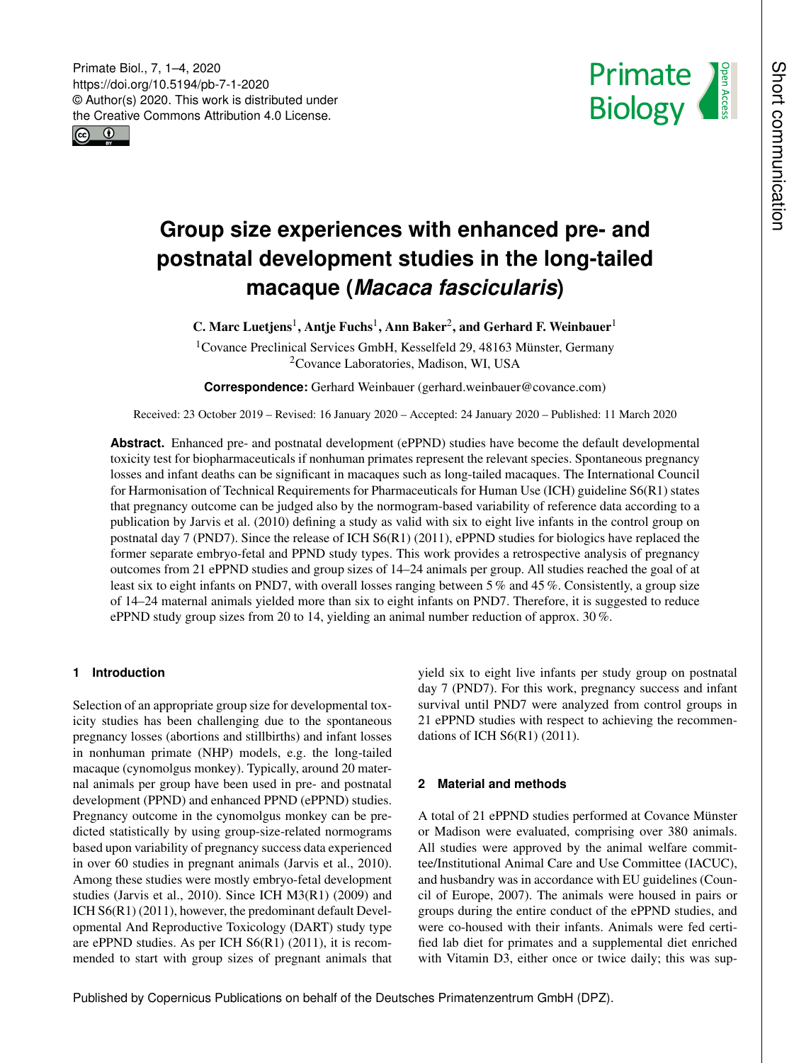# Group size experiences with enhanced pre- and postnatal development studies in the long-tailed macaque (*Macaca fascicularis*)

**C. Marc Luetjens[1], Antje Fuchs[1], Ann Baker[2], and Gerhard F. Weinbauer[1]**

[1]Covance Preclinical Services GmbH, Kesselfeld 29, 48163 Münster, Germany
[2]Covance Laboratories, Madison, WI, USA

**Correspondence:** Gerhard Weinbauer (gerhard.weinbauer@covance.com)

Received: 23 October 2019 – Revised: 16 January 2020 – Accepted: 24 January 2020 – Published: 11 March 2020

**Abstract.** Enhanced pre- and postnatal development (ePPND) studies have become the default developmental toxicity test for biopharmaceuticals if nonhuman primates represent the relevant species. Spontaneous pregnancy losses and infant deaths can be significant in macaques such as long-tailed macaques. The International Council for Harmonisation of Technical Requirements for Pharmaceuticals for Human Use (ICH) guideline S6(R1) states that pregnancy outcome can be judged also by the normogram-based variability of reference data according to a publication by Jarvis et al. (2010) defining a study as valid with six to eight live infants in the control group on postnatal day 7 (PND7). Since the release of ICH S6(R1) (2011), ePPND studies for biologics have replaced the former separate embryo-fetal and PPND study types. This work provides a retrospective analysis of pregnancy outcomes from 21 ePPND studies and group sizes of 14–24 animals per group. All studies reached the goal of at least six to eight infants on PND7, with overall losses ranging between 5 % and 45 %. Consistently, a group size of 14–24 maternal animals yielded more than six to eight infants on PND7. Therefore, it is suggested to reduce ePPND study group sizes from 20 to 14, yielding an animal number reduction of approx. 30 %.

## 1 Introduction

Selection of an appropriate group size for developmental toxicity studies has been challenging due to the spontaneous pregnancy losses (abortions and stillbirths) and infant losses in nonhuman primate (NHP) models, e.g. the long-tailed macaque (cynomolgus monkey). Typically, around 20 maternal animals per group have been used in pre- and postnatal development (PPND) and enhanced PPND (ePPND) studies. Pregnancy outcome in the cynomolgus monkey can be predicted statistically by using group-size-related normograms based upon variability of pregnancy success data experienced in over 60 studies in pregnant animals (Jarvis et al., 2010). Among these studies were mostly embryo-fetal development studies (Jarvis et al., 2010). Since ICH M3(R1) (2009) and ICH S6(R1) (2011), however, the predominant default Developmental And Reproductive Toxicology (DART) study type are ePPND studies. As per ICH S6(R1) (2011), it is recommended to start with group sizes of pregnant animals that yield six to eight live infants per study group on postnatal day 7 (PND7). For this work, pregnancy success and infant survival until PND7 were analyzed from control groups in 21 ePPND studies with respect to achieving the recommendations of ICH S6(R1) (2011).

## 2 Material and methods

A total of 21 ePPND studies performed at Covance Münster or Madison were evaluated, comprising over 380 animals. All studies were approved by the animal welfare committee/Institutional Animal Care and Use Committee (IACUC), and husbandry was in accordance with EU guidelines (Council of Europe, 2007). The animals were housed in pairs or groups during the entire conduct of the ePPND studies, and were co-housed with their infants. Animals were fed certified lab diet for primates and a supplemental diet enriched with Vitamin D3, either once or twice daily; this was sup-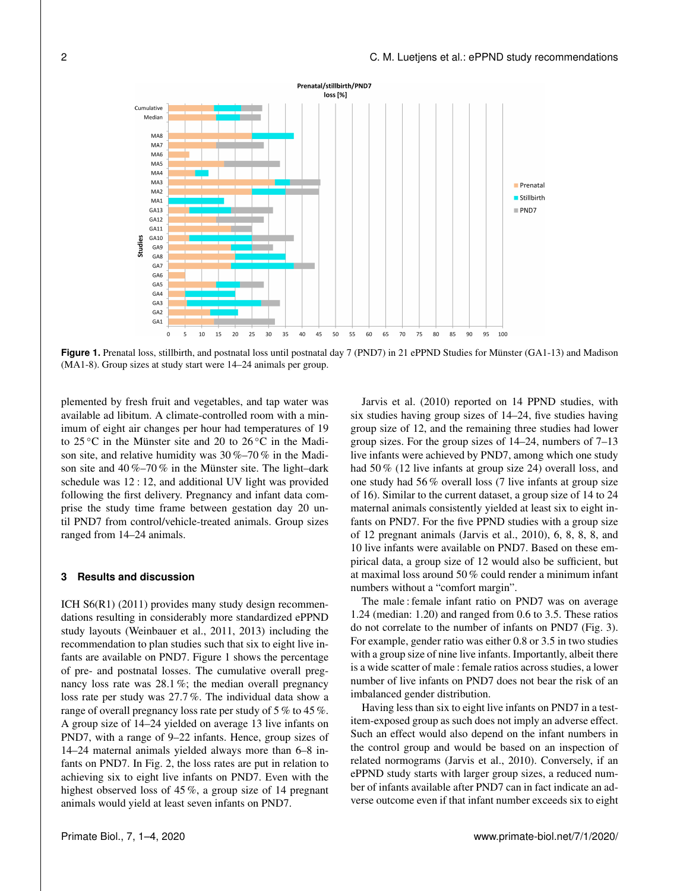**Figure 1.** Prenatal loss, stillbirth, and postnatal loss until postnatal day 7 (PND7) in 21 ePPND Studies for Münster (GA1-13) and Madison (MA1-8). Group sizes at study start were 14–24 animals per group.

plemented by fresh fruit and vegetables, and tap water was available ad libitum. A climate-controlled room with a minimum of eight air changes per hour had temperatures of 19 to 25 °C in the Münster site and 20 to 26 °C in the Madison site, and relative humidity was 30 %–70 % in the Madison site and 40 %–70 % in the Münster site. The light–dark schedule was 12 : 12, and additional UV light was provided following the first delivery. Pregnancy and infant data comprise the study time frame between gestation day 20 until PND7 from control/vehicle-treated animals. Group sizes ranged from 14–24 animals.

## 3 Results and discussion

ICH S6(R1) (2011) provides many study design recommendations resulting in considerably more standardized ePPND study layouts (Weinbauer et al., 2011, 2013) including the recommendation to plan studies such that six to eight live infants are available on PND7. Figure 1 shows the percentage of pre- and postnatal losses. The cumulative overall pregnancy loss rate was 28.1 %; the median overall pregnancy loss rate per study was 27.7 %. The individual data show a range of overall pregnancy loss rate per study of 5 % to 45 %. A group size of 14–24 yielded on average 13 live infants on PND7, with a range of 9–22 infants. Hence, group sizes of 14–24 maternal animals yielded always more than 6–8 infants on PND7. In Fig. 2, the loss rates are put in relation to achieving six to eight live infants on PND7. Even with the highest observed loss of 45 %, a group size of 14 pregnant animals would yield at least seven infants on PND7.

Jarvis et al. (2010) reported on 14 PPND studies, with six studies having group sizes of 14–24, five studies having group size of 12, and the remaining three studies had lower group sizes. For the group sizes of 14–24, numbers of 7–13 live infants were achieved by PND7, among which one study had 50 % (12 live infants at group size 24) overall loss, and one study had 56 % overall loss (7 live infants at group size of 16). Similar to the current dataset, a group size of 14 to 24 maternal animals consistently yielded at least six to eight infants on PND7. For the five PPND studies with a group size of 12 pregnant animals (Jarvis et al., 2010), 6, 8, 8, 8, and 10 live infants were available on PND7. Based on these empirical data, a group size of 12 would also be sufficient, but at maximal loss around 50 % could render a minimum infant numbers without a "comfort margin".

The male : female infant ratio on PND7 was on average 1.24 (median: 1.20) and ranged from 0.6 to 3.5. These ratios do not correlate to the number of infants on PND7 (Fig. 3). For example, gender ratio was either 0.8 or 3.5 in two studies with a group size of nine live infants. Importantly, albeit there is a wide scatter of male : female ratios across studies, a lower number of live infants on PND7 does not bear the risk of an imbalanced gender distribution.

Having less than six to eight live infants on PND7 in a test-item-exposed group as such does not imply an adverse effect. Such an effect would also depend on the infant numbers in the control group and would be based on an inspection of related normograms (Jarvis et al., 2010). Conversely, if an ePPND study starts with larger group sizes, a reduced number of infants available after PND7 can in fact indicate an adverse outcome even if that infant number exceeds six to eight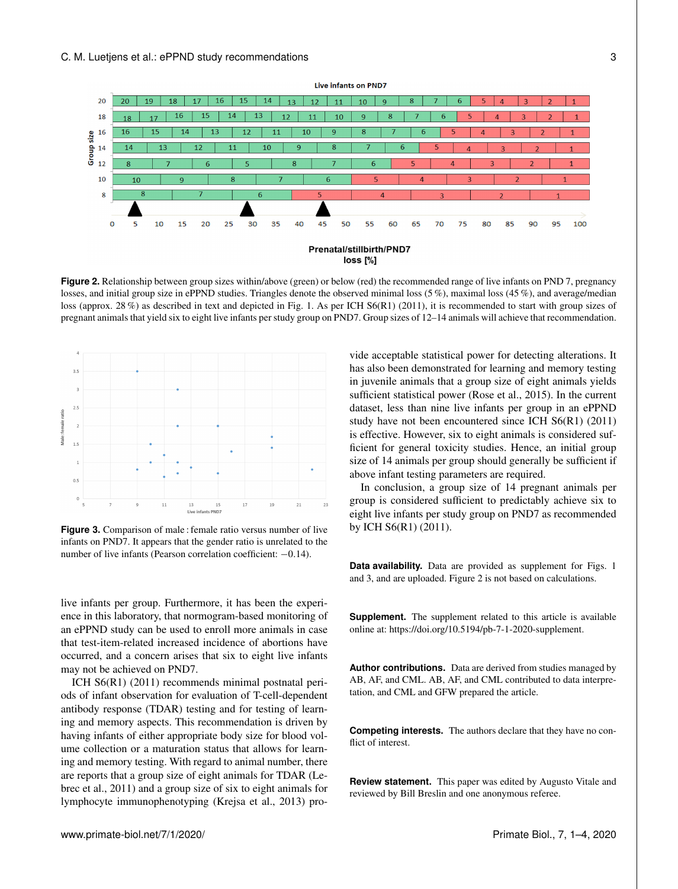**Figure 2.** Relationship between group sizes within/above (green) or below (red) the recommended range of live infants on PND 7, pregnancy losses, and initial group size in ePPND studies. Triangles denote the observed minimal loss (5 %), maximal loss (45 %), and average/median loss (approx. 28 %) as described in text and depicted in Fig. 1. As per ICH S6(R1) (2011), it is recommended to start with group sizes of pregnant animals that yield six to eight live infants per study group on PND7. Group sizes of 12–14 animals will achieve that recommendation.

**Figure 3.** Comparison of male : female ratio versus number of live infants on PND7. It appears that the gender ratio is unrelated to the number of live infants (Pearson correlation coefficient: −0.14).

live infants per group. Furthermore, it has been the experience in this laboratory, that normogram-based monitoring of an ePPND study can be used to enroll more animals in case that test-item-related increased incidence of abortions have occurred, and a concern arises that six to eight live infants may not be achieved on PND7.

ICH S6(R1) (2011) recommends minimal postnatal periods of infant observation for evaluation of T-cell-dependent antibody response (TDAR) testing and for testing of learning and memory aspects. This recommendation is driven by having infants of either appropriate body size for blood volume collection or a maturation status that allows for learning and memory testing. With regard to animal number, there are reports that a group size of eight animals for TDAR (Lebrec et al., 2011) and a group size of six to eight animals for lymphocyte immunophenotyping (Krejsa et al., 2013) provide acceptable statistical power for detecting alterations. It has also been demonstrated for learning and memory testing in juvenile animals that a group size of eight animals yields sufficient statistical power (Rose et al., 2015). In the current dataset, less than nine live infants per group in an ePPND study have not been encountered since ICH S6(R1) (2011) is effective. However, six to eight animals is considered sufficient for general toxicity studies. Hence, an initial group size of 14 animals per group should generally be sufficient if above infant testing parameters are required.

In conclusion, a group size of 14 pregnant animals per group is considered sufficient to predictably achieve six to eight live infants per study group on PND7 as recommended by ICH S6(R1) (2011).

**Data availability.** Data are provided as supplement for Figs. 1 and 3, and are uploaded. Figure 2 is not based on calculations.

**Supplement.** The supplement related to this article is available online at: https://doi.org/10.5194/pb-7-1-2020-supplement.

**Author contributions.** Data are derived from studies managed by AB, AF, and CML. AB, AF, and CML contributed to data interpretation, and CML and GFW prepared the article.

**Competing interests.** The authors declare that they have no conflict of interest.

**Review statement.** This paper was edited by Augusto Vitale and reviewed by Bill Breslin and one anonymous referee.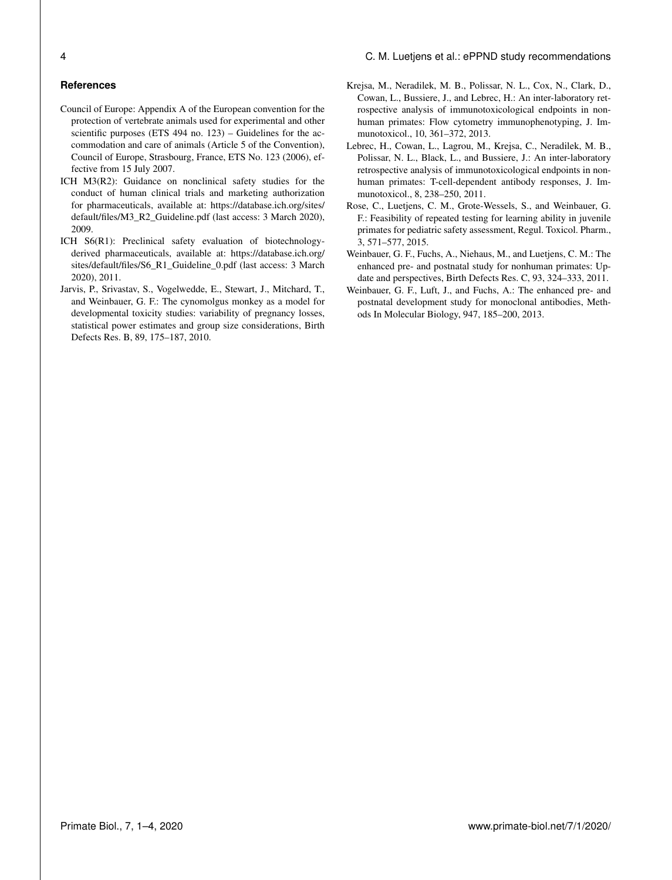## References

Council of Europe: Appendix A of the European convention for the protection of vertebrate animals used for experimental and other scientific purposes (ETS 494 no. 123) – Guidelines for the accommodation and care of animals (Article 5 of the Convention), Council of Europe, Strasbourg, France, ETS No. 123 (2006), effective from 15 July 2007.

ICH M3(R2): Guidance on nonclinical safety studies for the conduct of human clinical trials and marketing authorization for pharmaceuticals, available at: https://database.ich.org/sites/default/files/M3_R2_Guideline.pdf (last access: 3 March 2020), 2009.

ICH S6(R1): Preclinical safety evaluation of biotechnology-derived pharmaceuticals, available at: https://database.ich.org/sites/default/files/S6_R1_Guideline_0.pdf (last access: 3 March 2020), 2011.

Jarvis, P., Srivastav, S., Vogelwedde, E., Stewart, J., Mitchard, T., and Weinbauer, G. F.: The cynomolgus monkey as a model for developmental toxicity studies: variability of pregnancy losses, statistical power estimates and group size considerations, Birth Defects Res. B, 89, 175–187, 2010.

Krejsa, M., Neradilek, M. B., Polissar, N. L., Cox, N., Clark, D., Cowan, L., Bussiere, J., and Lebrec, H.: An inter-laboratory retrospective analysis of immunotoxicological endpoints in non-human primates: Flow cytometry immunophenotyping, J. Immunotoxicol., 10, 361–372, 2013.

Lebrec, H., Cowan, L., Lagrou, M., Krejsa, C., Neradilek, M. B., Polissar, N. L., Black, L., and Bussiere, J.: An inter-laboratory retrospective analysis of immunotoxicological endpoints in non-human primates: T-cell-dependent antibody responses, J. Immunotoxicol., 8, 238–250, 2011.

Rose, C., Luetjens, C. M., Grote-Wessels, S., and Weinbauer, G. F.: Feasibility of repeated testing for learning ability in juvenile primates for pediatric safety assessment, Regul. Toxicol. Pharm., 3, 571–577, 2015.

Weinbauer, G. F., Fuchs, A., Niehaus, M., and Luetjens, C. M.: The enhanced pre- and postnatal study for nonhuman primates: Update and perspectives, Birth Defects Res. C, 93, 324–333, 2011.

Weinbauer, G. F., Luft, J., and Fuchs, A.: The enhanced pre- and postnatal development study for monoclonal antibodies, Methods In Molecular Biology, 947, 185–200, 2013.